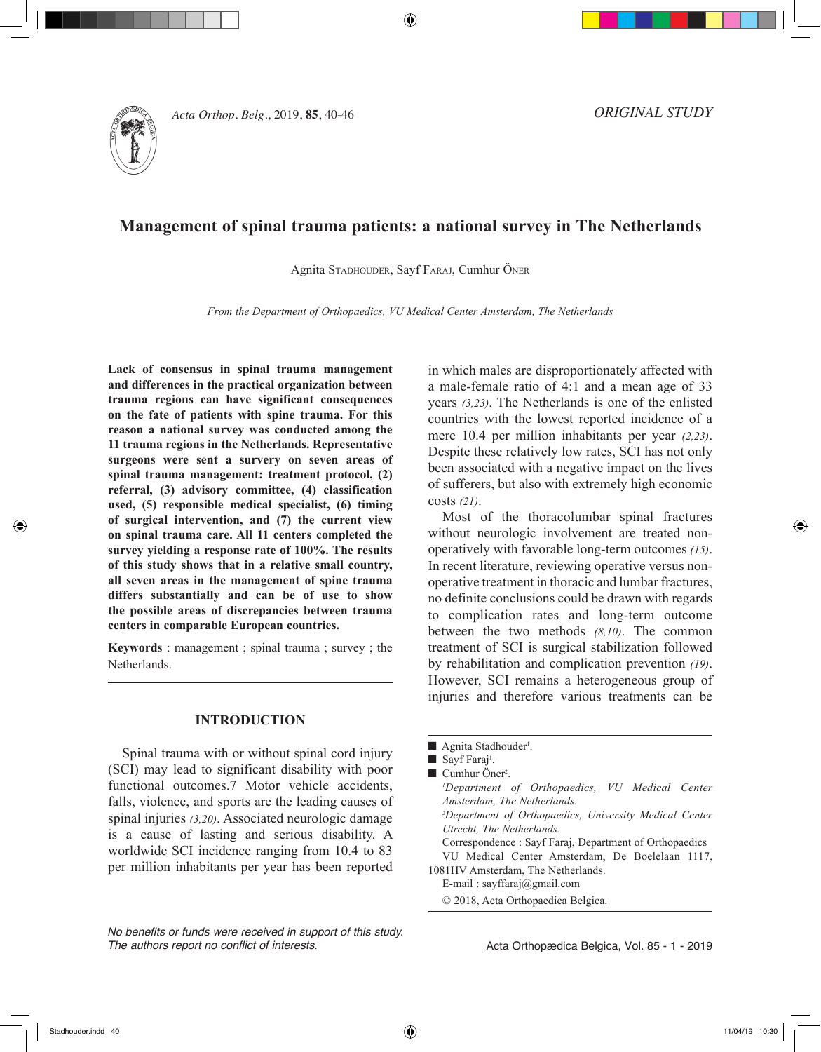ORIGINAL STUDY

# Management of spinal trauma patients: a national survey in The Netherlands

Agnita Stadhouder, Sayf Faraj, Cumhur Öner

*From the Department of Orthopaedics, VU Medical Center Amsterdam, The Netherlands*

**Lack of consensus in spinal trauma management and differences in the practical organization between trauma regions can have significant consequences on the fate of patients with spine trauma. For this reason a national survey was conducted among the 11 trauma regions in the Netherlands. Representative surgeons were sent a survery on seven areas of spinal trauma management: treatment protocol, (2) referral, (3) advisory committee, (4) classification used, (5) responsible medical specialist, (6) timing of surgical intervention, and (7) the current view on spinal trauma care. All 11 centers completed the survey yielding a response rate of 100%. The results of this study shows that in a relative small country, all seven areas in the management of spine trauma differs substantially and can be of use to show the possible areas of discrepancies between trauma centers in comparable European countries.**

**Keywords** : management ; spinal trauma ; survey ; the Netherlands.

## INTRODUCTION

Spinal trauma with or without spinal cord injury (SCI) may lead to significant disability with poor functional outcomes.7 Motor vehicle accidents, falls, violence, and sports are the leading causes of spinal injuries *(3,20)*. Associated neurologic damage is a cause of lasting and serious disability. A worldwide SCI incidence ranging from 10.4 to 83 per million inhabitants per year has been reported in which males are disproportionately affected with a male-female ratio of 4:1 and a mean age of 33 years *(3,23)*. The Netherlands is one of the enlisted countries with the lowest reported incidence of a mere 10.4 per million inhabitants per year *(2,23)*. Despite these relatively low rates, SCI has not only been associated with a negative impact on the lives of sufferers, but also with extremely high economic costs *(21)*.

Most of the thoracolumbar spinal fractures without neurologic involvement are treated non-operatively with favorable long-term outcomes *(15)*. In recent literature, reviewing operative versus non-operative treatment in thoracic and lumbar fractures, no definite conclusions could be drawn with regards to complication rates and long-term outcome between the two methods *(8,10)*. The common treatment of SCI is surgical stabilization followed by rehabilitation and complication prevention *(19)*. However, SCI remains a heterogeneous group of injuries and therefore various treatments can be

---

- Agnita Stadhouder[1].
- Sayf Faraj[1].
- Cumhur Öner[2].

[1]*Department of Orthopaedics, VU Medical Center Amsterdam, The Netherlands.*

[2]*Department of Orthopaedics, University Medical Center Utrecht, The Netherlands.*

Correspondence : Sayf Faraj, Department of Orthopaedics VU Medical Center Amsterdam, De Boelelaan 1117, 1081HV Amsterdam, The Netherlands.

E-mail : sayffaraj@gmail.com

© 2018, Acta Orthopaedica Belgica.

*No benefits or funds were received in support of this study. The authors report no conflict of interests.*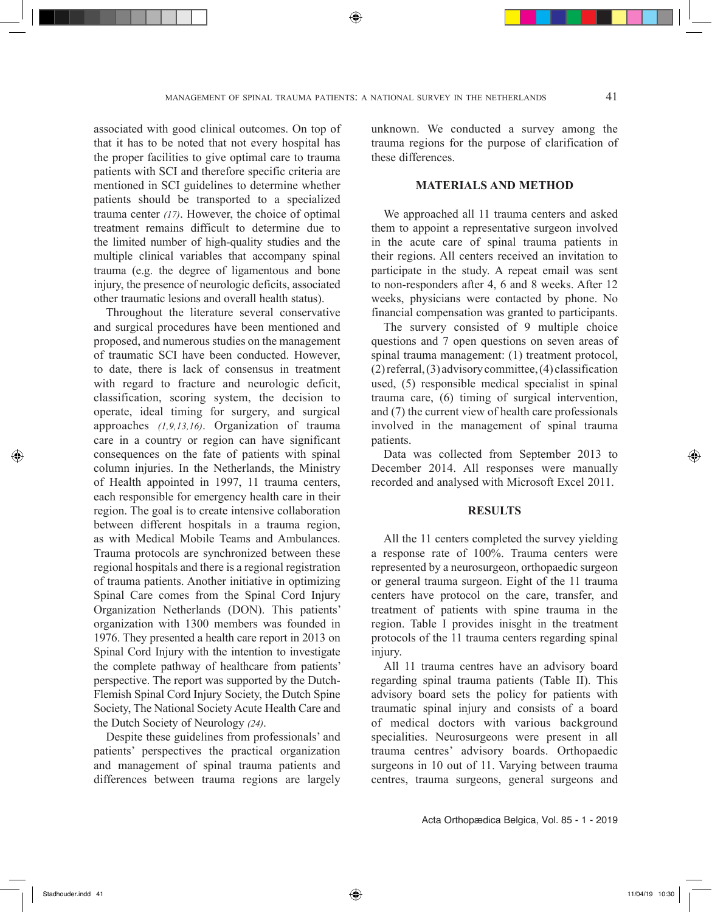associated with good clinical outcomes. On top of that it has to be noted that not every hospital has the proper facilities to give optimal care to trauma patients with SCI and therefore specific criteria are mentioned in SCI guidelines to determine whether patients should be transported to a specialized trauma center *(17)*. However, the choice of optimal treatment remains difficult to determine due to the limited number of high-quality studies and the multiple clinical variables that accompany spinal trauma (e.g. the degree of ligamentous and bone injury, the presence of neurologic deficits, associated other traumatic lesions and overall health status).

Throughout the literature several conservative and surgical procedures have been mentioned and proposed, and numerous studies on the management of traumatic SCI have been conducted. However, to date, there is lack of consensus in treatment with regard to fracture and neurologic deficit, classification, scoring system, the decision to operate, ideal timing for surgery, and surgical approaches *(1,9,13,16)*. Organization of trauma care in a country or region can have significant consequences on the fate of patients with spinal column injuries. In the Netherlands, the Ministry of Health appointed in 1997, 11 trauma centers, each responsible for emergency health care in their region. The goal is to create intensive collaboration between different hospitals in a trauma region, as with Medical Mobile Teams and Ambulances. Trauma protocols are synchronized between these regional hospitals and there is a regional registration of trauma patients. Another initiative in optimizing Spinal Care comes from the Spinal Cord Injury Organization Netherlands (DON). This patients' organization with 1300 members was founded in 1976. They presented a health care report in 2013 on Spinal Cord Injury with the intention to investigate the complete pathway of healthcare from patients' perspective. The report was supported by the Dutch-Flemish Spinal Cord Injury Society, the Dutch Spine Society, The National Society Acute Health Care and the Dutch Society of Neurology *(24)*.

Despite these guidelines from professionals' and patients' perspectives the practical organization and management of spinal trauma patients and differences between trauma regions are largely unknown. We conducted a survey among the trauma regions for the purpose of clarification of these differences.

## MATERIALS AND METHOD

We approached all 11 trauma centers and asked them to appoint a representative surgeon involved in the acute care of spinal trauma patients in their regions. All centers received an invitation to participate in the study. A repeat email was sent to non-responders after 4, 6 and 8 weeks. After 12 weeks, physicians were contacted by phone. No financial compensation was granted to participants.

The survery consisted of 9 multiple choice questions and 7 open questions on seven areas of spinal trauma management: (1) treatment protocol, (2) referral, (3) advisory committee, (4) classification used, (5) responsible medical specialist in spinal trauma care, (6) timing of surgical intervention, and (7) the current view of health care professionals involved in the management of spinal trauma patients.

Data was collected from September 2013 to December 2014. All responses were manually recorded and analysed with Microsoft Excel 2011.

## RESULTS

All the 11 centers completed the survey yielding a response rate of 100%. Trauma centers were represented by a neurosurgeon, orthopaedic surgeon or general trauma surgeon. Eight of the 11 trauma centers have protocol on the care, transfer, and treatment of patients with spine trauma in the region. Table I provides inisght in the treatment protocols of the 11 trauma centers regarding spinal injury.

All 11 trauma centres have an advisory board regarding spinal trauma patients (Table II). This advisory board sets the policy for patients with traumatic spinal injury and consists of a board of medical doctors with various background specialities. Neurosurgeons were present in all trauma centres' advisory boards. Orthopaedic surgeons in 10 out of 11. Varying between trauma centres, trauma surgeons, general surgeons and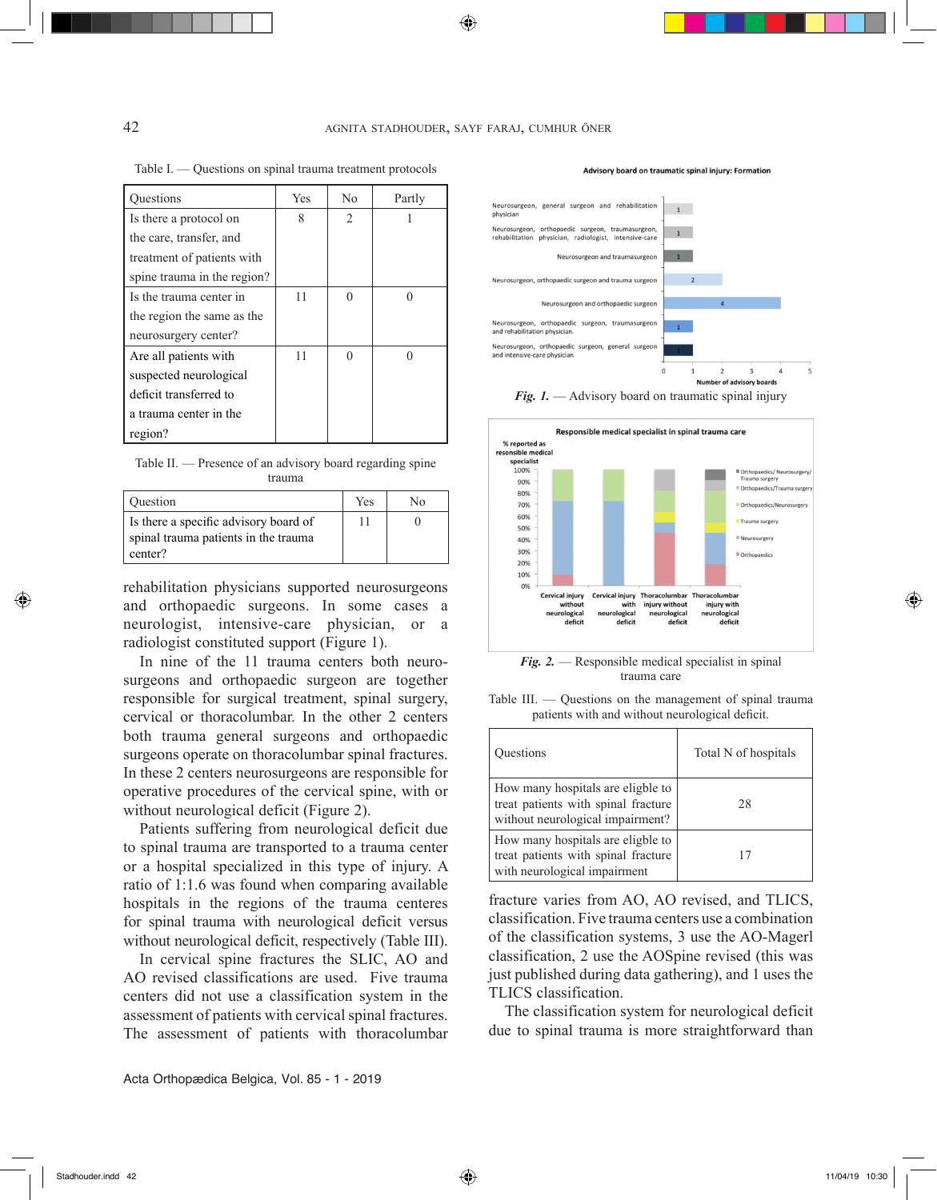Table I. — Questions on spinal trauma treatment protocols

| Questions | Yes | No | Partly |
|---|---|---|---|
| Is there a protocol on the care, transfer, and treatment of patients with spine trauma in the region? | 8 | 2 | 1 |
| Is the trauma center in the region the same as the neurosurgery center? | 11 | 0 | 0 |
| Are all patients with suspected neurological deficit transferred to a trauma center in the region? | 11 | 0 | 0 |

Table II. — Presence of an advisory board regarding spine trauma

| Question | Yes | No |
|---|---|---|
| Is there a specific advisory board of spinal trauma patients in the trauma center? | 11 | 0 |

rehabilitation physicians supported neurosurgeons and orthopaedic surgeons. In some cases a neurologist, intensive-care physician, or a radiologist constituted support (Figure 1).

In nine of the 11 trauma centers both neurosurgeons and orthopaedic surgeon are together responsible for surgical treatment, spinal surgery, cervical or thoracolumbar. In the other 2 centers both trauma general surgeons and orthopaedic surgeons operate on thoracolumbar spinal fractures. In these 2 centers neurosurgeons are responsible for operative procedures of the cervical spine, with or without neurological deficit (Figure 2).

Patients suffering from neurological deficit due to spinal trauma are transported to a trauma center or a hospital specialized in this type of injury. A ratio of 1:1.6 was found when comparing available hospitals in the regions of the trauma centeres for spinal trauma with neurological deficit versus without neurological deficit, respectively (Table III).

In cervical spine fractures the SLIC, AO and AO revised classifications are used. Five trauma centers did not use a classification system in the assessment of patients with cervical spinal fractures. The assessment of patients with thoracolumbar

*Fig. 1.* — Advisory board on traumatic spinal injury

*Fig. 2.* — Responsible medical specialist in spinal trauma care

Table III. — Questions on the management of spinal trauma patients with and without neurological deficit.

| Questions | Total N of hospitals |
|---|---|
| How many hospitals are eligble to treat patients with spinal fracture without neurological impairment? | 28 |
| How many hospitals are eligble to treat patients with spinal fracture with neurological impairment | 17 |

fracture varies from AO, AO revised, and TLICS, classification. Five trauma centers use a combination of the classification systems, 3 use the AO-Magerl classification, 2 use the AOSpine revised (this was just published during data gathering), and 1 uses the TLICS classification.

The classification system for neurological deficit due to spinal trauma is more straightforward than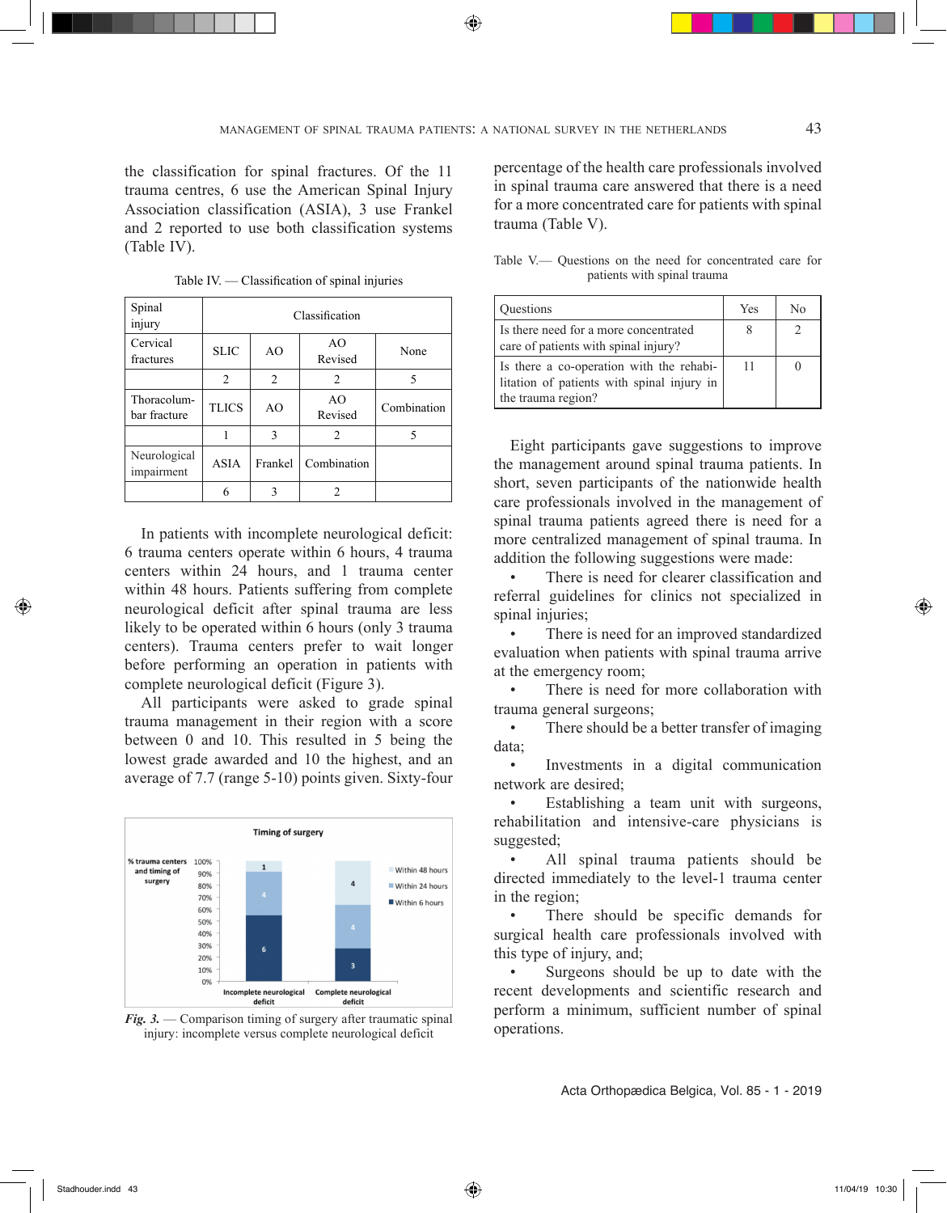the classification for spinal fractures. Of the 11 trauma centres, 6 use the American Spinal Injury Association classification (ASIA), 3 use Frankel and 2 reported to use both classification systems (Table IV).

Table IV. — Classification of spinal injuries

| Spinal injury | Classification | | | |
|---|---|---|---|---|
| Cervical fractures | SLIC | AO | AO Revised | None |
| | 2 | 2 | 2 | 5 |
| Thoracolumbar fracture | TLICS | AO | AO Revised | Combination |
| | 1 | 3 | 2 | 5 |
| Neurological impairment | ASIA | Frankel | Combination | |
| | 6 | 3 | 2 | |

In patients with incomplete neurological deficit: 6 trauma centers operate within 6 hours, 4 trauma centers within 24 hours, and 1 trauma center within 48 hours. Patients suffering from complete neurological deficit after spinal trauma are less likely to be operated within 6 hours (only 3 trauma centers). Trauma centers prefer to wait longer before performing an operation in patients with complete neurological deficit (Figure 3).

All participants were asked to grade spinal trauma management in their region with a score between 0 and 10. This resulted in 5 being the lowest grade awarded and 10 the highest, and an average of 7.7 (range 5-10) points given. Sixty-four

*Fig. 3.* — Comparison timing of surgery after traumatic spinal injury: incomplete versus complete neurological deficit

percentage of the health care professionals involved in spinal trauma care answered that there is a need for a more concentrated care for patients with spinal trauma (Table V).

Table V.— Questions on the need for concentrated care for patients with spinal trauma

| Questions | Yes | No |
|---|---|---|
| Is there need for a more concentrated care of patients with spinal injury? | 8 | 2 |
| Is there a co-operation with the rehabilitation of patients with spinal injury in the trauma region? | 11 | 0 |

Eight participants gave suggestions to improve the management around spinal trauma patients. In short, seven participants of the nationwide health care professionals involved in the management of spinal trauma patients agreed there is need for a more centralized management of spinal trauma. In addition the following suggestions were made:

- There is need for clearer classification and referral guidelines for clinics not specialized in spinal injuries;
- There is need for an improved standardized evaluation when patients with spinal trauma arrive at the emergency room;
- There is need for more collaboration with trauma general surgeons;
- There should be a better transfer of imaging data;
- Investments in a digital communication network are desired;
- Establishing a team unit with surgeons, rehabilitation and intensive-care physicians is suggested;
- All spinal trauma patients should be directed immediately to the level-1 trauma center in the region;
- There should be specific demands for surgical health care professionals involved with this type of injury, and;
- Surgeons should be up to date with the recent developments and scientific research and perform a minimum, sufficient number of spinal operations.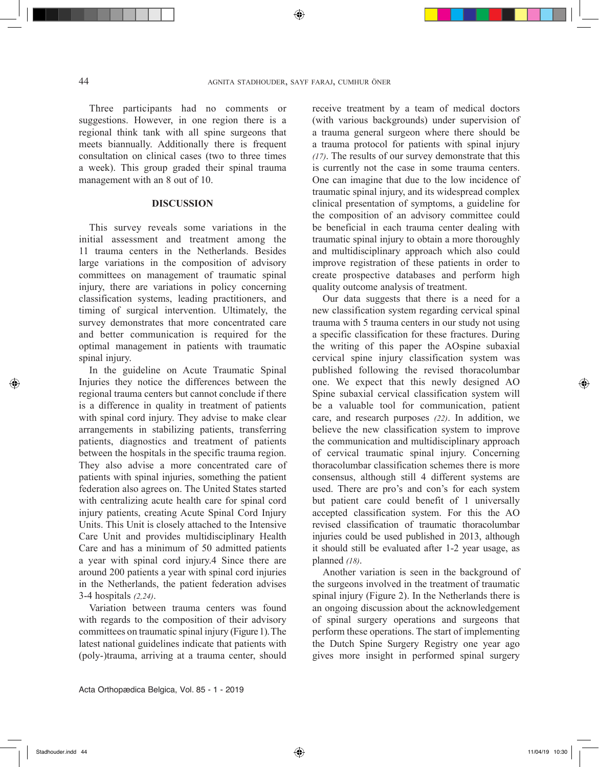Three participants had no comments or suggestions. However, in one region there is a regional think tank with all spine surgeons that meets biannually. Additionally there is frequent consultation on clinical cases (two to three times a week). This group graded their spinal trauma management with an 8 out of 10.

## DISCUSSION

This survey reveals some variations in the initial assessment and treatment among the 11 trauma centers in the Netherlands. Besides large variations in the composition of advisory committees on management of traumatic spinal injury, there are variations in policy concerning classification systems, leading practitioners, and timing of surgical intervention. Ultimately, the survey demonstrates that more concentrated care and better communication is required for the optimal management in patients with traumatic spinal injury.

In the guideline on Acute Traumatic Spinal Injuries they notice the differences between the regional trauma centers but cannot conclude if there is a difference in quality in treatment of patients with spinal cord injury. They advise to make clear arrangements in stabilizing patients, transferring patients, diagnostics and treatment of patients between the hospitals in the specific trauma region. They also advise a more concentrated care of patients with spinal injuries, something the patient federation also agrees on. The United States started with centralizing acute health care for spinal cord injury patients, creating Acute Spinal Cord Injury Units. This Unit is closely attached to the Intensive Care Unit and provides multidisciplinary Health Care and has a minimum of 50 admitted patients a year with spinal cord injury.4 Since there are around 200 patients a year with spinal cord injuries in the Netherlands, the patient federation advises 3-4 hospitals *(2,24)*.

Variation between trauma centers was found with regards to the composition of their advisory committees on traumatic spinal injury (Figure 1). The latest national guidelines indicate that patients with (poly-)trauma, arriving at a trauma center, should receive treatment by a team of medical doctors (with various backgrounds) under supervision of a trauma general surgeon where there should be a trauma protocol for patients with spinal injury *(17)*. The results of our survey demonstrate that this is currently not the case in some trauma centers. One can imagine that due to the low incidence of traumatic spinal injury, and its widespread complex clinical presentation of symptoms, a guideline for the composition of an advisory committee could be beneficial in each trauma center dealing with traumatic spinal injury to obtain a more thoroughly and multidisciplinary approach which also could improve registration of these patients in order to create prospective databases and perform high quality outcome analysis of treatment.

Our data suggests that there is a need for a new classification system regarding cervical spinal trauma with 5 trauma centers in our study not using a specific classification for these fractures. During the writing of this paper the AOspine subaxial cervical spine injury classification system was published following the revised thoracolumbar one. We expect that this newly designed AO Spine subaxial cervical classification system will be a valuable tool for communication, patient care, and research purposes *(22)*. In addition, we believe the new classification system to improve the communication and multidisciplinary approach of cervical traumatic spinal injury. Concerning thoracolumbar classification schemes there is more consensus, although still 4 different systems are used. There are pro's and con's for each system but patient care could benefit of 1 universally accepted classification system. For this the AO revised classification of traumatic thoracolumbar injuries could be used published in 2013, although it should still be evaluated after 1-2 year usage, as planned *(18)*.

Another variation is seen in the background of the surgeons involved in the treatment of traumatic spinal injury (Figure 2). In the Netherlands there is an ongoing discussion about the acknowledgement of spinal surgery operations and surgeons that perform these operations. The start of implementing the Dutch Spine Surgery Registry one year ago gives more insight in performed spinal surgery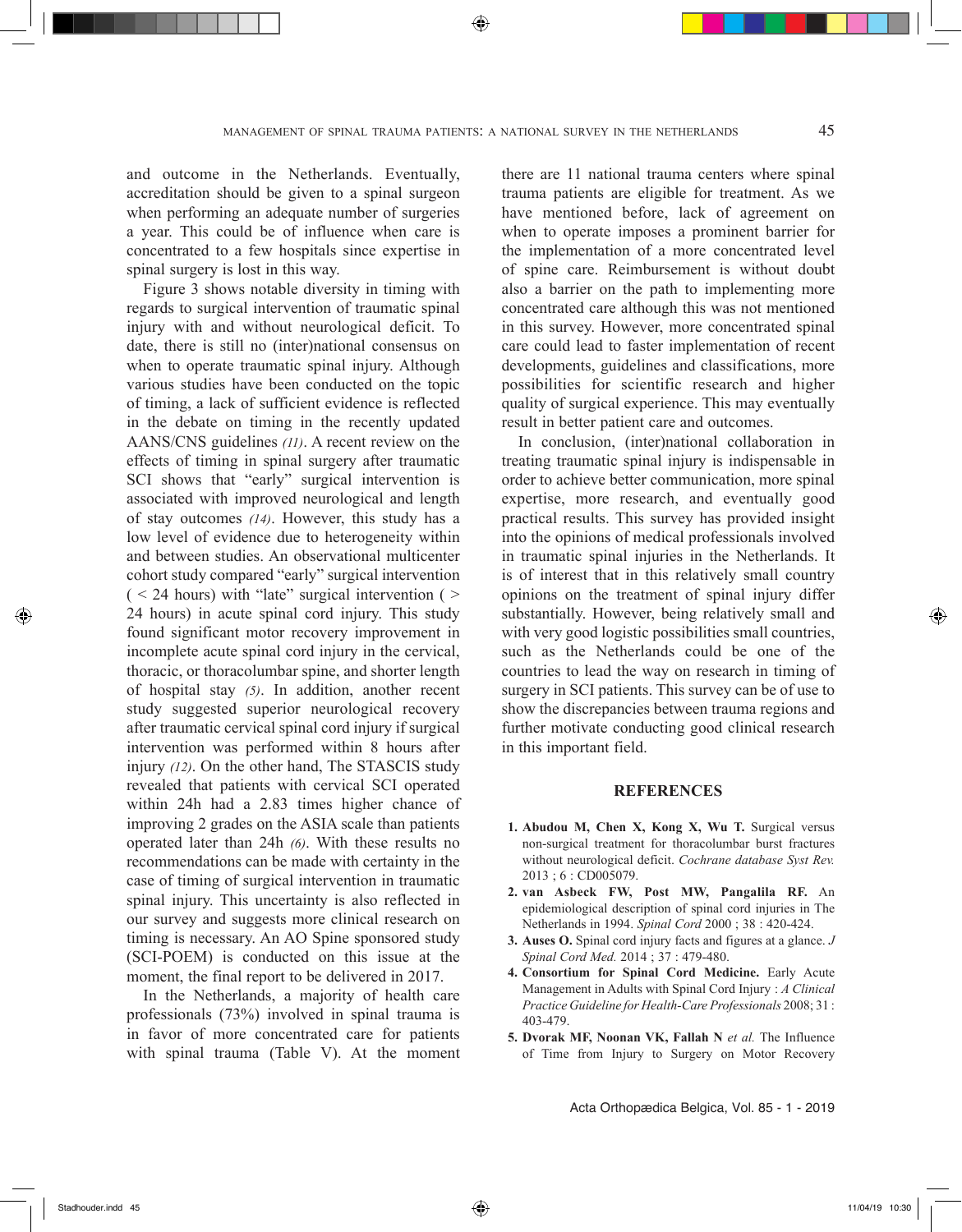and outcome in the Netherlands. Eventually, accreditation should be given to a spinal surgeon when performing an adequate number of surgeries a year. This could be of influence when care is concentrated to a few hospitals since expertise in spinal surgery is lost in this way.

Figure 3 shows notable diversity in timing with regards to surgical intervention of traumatic spinal injury with and without neurological deficit. To date, there is still no (inter)national consensus on when to operate traumatic spinal injury. Although various studies have been conducted on the topic of timing, a lack of sufficient evidence is reflected in the debate on timing in the recently updated AANS/CNS guidelines *(11)*. A recent review on the effects of timing in spinal surgery after traumatic SCI shows that "early" surgical intervention is associated with improved neurological and length of stay outcomes *(14)*. However, this study has a low level of evidence due to heterogeneity within and between studies. An observational multicenter cohort study compared "early" surgical intervention ( < 24 hours) with "late" surgical intervention ( > 24 hours) in acute spinal cord injury. This study found significant motor recovery improvement in incomplete acute spinal cord injury in the cervical, thoracic, or thoracolumbar spine, and shorter length of hospital stay *(5)*. In addition, another recent study suggested superior neurological recovery after traumatic cervical spinal cord injury if surgical intervention was performed within 8 hours after injury *(12)*. On the other hand, The STASCIS study revealed that patients with cervical SCI operated within 24h had a 2.83 times higher chance of improving 2 grades on the ASIA scale than patients operated later than 24h *(6)*. With these results no recommendations can be made with certainty in the case of timing of surgical intervention in traumatic spinal injury. This uncertainty is also reflected in our survey and suggests more clinical research on timing is necessary. An AO Spine sponsored study (SCI-POEM) is conducted on this issue at the moment, the final report to be delivered in 2017.

In the Netherlands, a majority of health care professionals (73%) involved in spinal trauma is in favor of more concentrated care for patients with spinal trauma (Table V). At the moment there are 11 national trauma centers where spinal trauma patients are eligible for treatment. As we have mentioned before, lack of agreement on when to operate imposes a prominent barrier for the implementation of a more concentrated level of spine care. Reimbursement is without doubt also a barrier on the path to implementing more concentrated care although this was not mentioned in this survey. However, more concentrated spinal care could lead to faster implementation of recent developments, guidelines and classifications, more possibilities for scientific research and higher quality of surgical experience. This may eventually result in better patient care and outcomes.

In conclusion, (inter)national collaboration in treating traumatic spinal injury is indispensable in order to achieve better communication, more spinal expertise, more research, and eventually good practical results. This survey has provided insight into the opinions of medical professionals involved in traumatic spinal injuries in the Netherlands. It is of interest that in this relatively small country opinions on the treatment of spinal injury differ substantially. However, being relatively small and with very good logistic possibilities small countries, such as the Netherlands could be one of the countries to lead the way on research in timing of surgery in SCI patients. This survey can be of use to show the discrepancies between trauma regions and further motivate conducting good clinical research in this important field.

## REFERENCES

1. **Abudou M, Chen X, Kong X, Wu T.** Surgical versus non-surgical treatment for thoracolumbar burst fractures without neurological deficit. *Cochrane database Syst Rev.* 2013 ; 6 : CD005079.
2. **van Asbeck FW, Post MW, Pangalila RF.** An epidemiological description of spinal cord injuries in The Netherlands in 1994. *Spinal Cord* 2000 ; 38 : 420-424.
3. **Auses O.** Spinal cord injury facts and figures at a glance. *J Spinal Cord Med.* 2014 ; 37 : 479-480.
4. **Consortium for Spinal Cord Medicine.** Early Acute Management in Adults with Spinal Cord Injury : *A Clinical Practice Guideline for Health-Care Professionals* 2008; 31 : 403-479.
5. **Dvorak MF, Noonan VK, Fallah N** *et al.* The Influence of Time from Injury to Surgery on Motor Recovery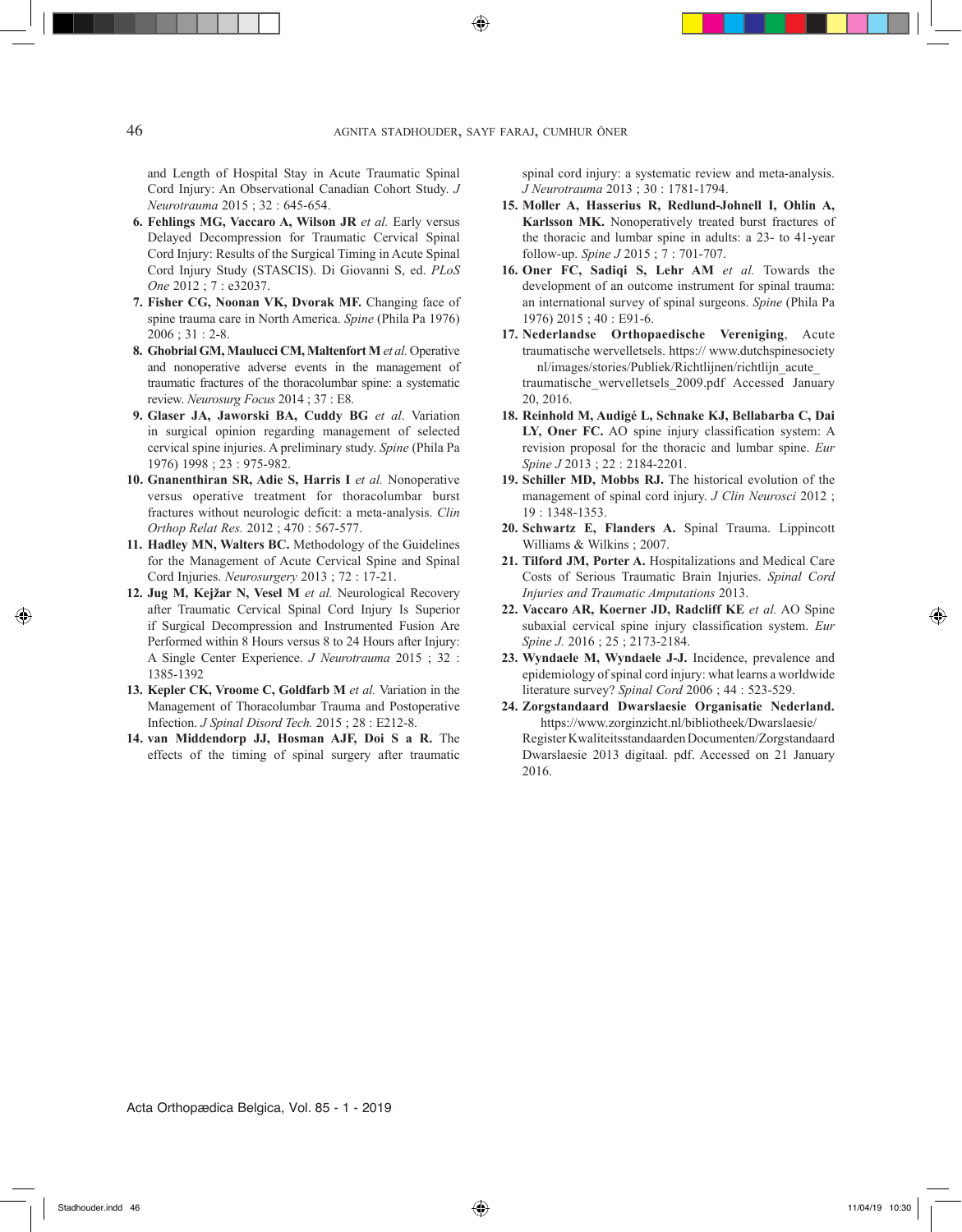and Length of Hospital Stay in Acute Traumatic Spinal Cord Injury: An Observational Canadian Cohort Study. *J Neurotrauma* 2015 ; 32 : 645-654.

6. **Fehlings MG, Vaccaro A, Wilson JR** *et al.* Early versus Delayed Decompression for Traumatic Cervical Spinal Cord Injury: Results of the Surgical Timing in Acute Spinal Cord Injury Study (STASCIS). Di Giovanni S, ed. *PLoS One* 2012 ; 7 : e32037.
7. **Fisher CG, Noonan VK, Dvorak MF.** Changing face of spine trauma care in North America. *Spine* (Phila Pa 1976) 2006 ; 31 : 2-8.
8. **Ghobrial GM, Maulucci CM, Maltenfort M** *et al.* Operative and nonoperative adverse events in the management of traumatic fractures of the thoracolumbar spine: a systematic review. *Neurosurg Focus* 2014 ; 37 : E8.
9. **Glaser JA, Jaworski BA, Cuddy BG** *et al*. Variation in surgical opinion regarding management of selected cervical spine injuries. A preliminary study. *Spine* (Phila Pa 1976) 1998 ; 23 : 975-982.
10. **Gnanenthiran SR, Adie S, Harris I** *et al.* Nonoperative versus operative treatment for thoracolumbar burst fractures without neurologic deficit: a meta-analysis. *Clin Orthop Relat Res.* 2012 ; 470 : 567-577.
11. **Hadley MN, Walters BC.** Methodology of the Guidelines for the Management of Acute Cervical Spine and Spinal Cord Injuries. *Neurosurgery* 2013 ; 72 : 17-21.
12. **Jug M, Kejžar N, Vesel M** *et al.* Neurological Recovery after Traumatic Cervical Spinal Cord Injury Is Superior if Surgical Decompression and Instrumented Fusion Are Performed within 8 Hours versus 8 to 24 Hours after Injury: A Single Center Experience. *J Neurotrauma* 2015 ; 32 : 1385-1392
13. **Kepler CK, Vroome C, Goldfarb M** *et al.* Variation in the Management of Thoracolumbar Trauma and Postoperative Infection. *J Spinal Disord Tech.* 2015 ; 28 : E212-8.
14. **van Middendorp JJ, Hosman AJF, Doi S a R.** The effects of the timing of spinal surgery after traumatic spinal cord injury: a systematic review and meta-analysis. *J Neurotrauma* 2013 ; 30 : 1781-1794.
15. **Moller A, Hasserius R, Redlund-Johnell I, Ohlin A, Karlsson MK.** Nonoperatively treated burst fractures of the thoracic and lumbar spine in adults: a 23- to 41-year follow-up. *Spine J* 2015 ; 7 : 701-707.
16. **Oner FC, Sadiqi S, Lehr AM** *et al.* Towards the development of an outcome instrument for spinal trauma: an international survey of spinal surgeons. *Spine* (Phila Pa 1976) 2015 ; 40 : E91-6.
17. **Nederlandse Orthopaedische Vereniging**, Acute traumatische wervelletsels. https:// www.dutchspinesociety nl/images/stories/Publiek/Richtlijnen/richtlijn_acute_ traumatische_wervelletsels_2009.pdf Accessed January 20, 2016.
18. **Reinhold M, Audigé L, Schnake KJ, Bellabarba C, Dai LY, Oner FC.** AO spine injury classification system: A revision proposal for the thoracic and lumbar spine. *Eur Spine J* 2013 ; 22 : 2184-2201.
19. **Schiller MD, Mobbs RJ.** The historical evolution of the management of spinal cord injury. *J Clin Neurosci* 2012 ; 19 : 1348-1353.
20. **Schwartz E, Flanders A.** Spinal Trauma. Lippincott Williams & Wilkins ; 2007.
21. **Tilford JM, Porter A.** Hospitalizations and Medical Care Costs of Serious Traumatic Brain Injuries. *Spinal Cord Injuries and Traumatic Amputations* 2013.
22. **Vaccaro AR, Koerner JD, Radcliff KE** *et al.* AO Spine subaxial cervical spine injury classification system. *Eur Spine J.* 2016 ; 25 ; 2173-2184.
23. **Wyndaele M, Wyndaele J-J.** Incidence, prevalence and epidemiology of spinal cord injury: what learns a worldwide literature survey? *Spinal Cord* 2006 ; 44 : 523-529.
24. **Zorgstandaard Dwarslaesie Organisatie Nederland.** https://www.zorginzicht.nl/bibliotheek/Dwarslaesie/ Register Kwaliteitsstandaarden Documenten/Zorgstandaard Dwarslaesie 2013 digitaal. pdf. Accessed on 21 January 2016.